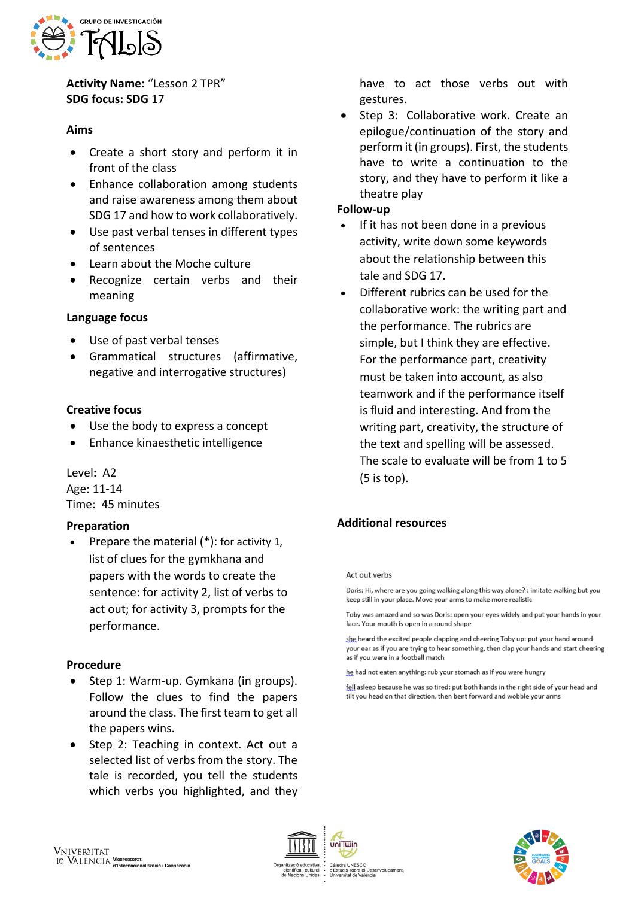**Activity Name:** "Lesson 2 TPR"
**SDG focus: SDG** 17

**Aims**

- Create a short story and perform it in front of the class
- Enhance collaboration among students and raise awareness among them about SDG 17 and how to work collaboratively.
- Use past verbal tenses in different types of sentences
- Learn about the Moche culture
- Recognize certain verbs and their meaning

**Language focus**

- Use of past verbal tenses
- Grammatical structures (affirmative, negative and interrogative structures)

**Creative focus**

- Use the body to express a concept
- Enhance kinaesthetic intelligence

Level**:** A2
Age: 11-14
Time: 45 minutes

**Preparation**

- Prepare the material (*): for activity 1, list of clues for the gymkhana and papers with the words to create the sentence: for activity 2, list of verbs to act out; for activity 3, prompts for the performance.

**Procedure**

- Step 1: Warm-up. Gymkana (in groups). Follow the clues to find the papers around the class. The first team to get all the papers wins.
- Step 2: Teaching in context. Act out a selected list of verbs from the story. The tale is recorded, you tell the students which verbs you highlighted, and they have to act those verbs out with gestures.
- Step 3: Collaborative work. Create an epilogue/continuation of the story and perform it (in groups). First, the students have to write a continuation to the story, and they have to perform it like a theatre play

**Follow-up**

- If it has not been done in a previous activity, write down some keywords about the relationship between this tale and SDG 17.
- Different rubrics can be used for the collaborative work: the writing part and the performance. The rubrics are simple, but I think they are effective. For the performance part, creativity must be taken into account, as also teamwork and if the performance itself is fluid and interesting. And from the writing part, creativity, the structure of the text and spelling will be assessed. The scale to evaluate will be from 1 to 5 (5 is top).

**Additional resources**

Act out verbs

Doris: Hi, where are you going walking along this way alone? : imitate walking but you keep still in your place. Move your arms to make more realistic

Toby was amazed and so was Doris: open your eyes widely and put your hands in your face. Your mouth is open in a round shape

she heard the excited people clapping and cheering Toby up: put your hand around your ear as if you are trying to hear something, then clap your hands and start cheering as if you were in a football match

he had not eaten anything: rub your stomach as if you were hungry

fell asleep because he was so tired: put both hands in the right side of your head and tilt you head on that direction, then bent forward and wobble your arms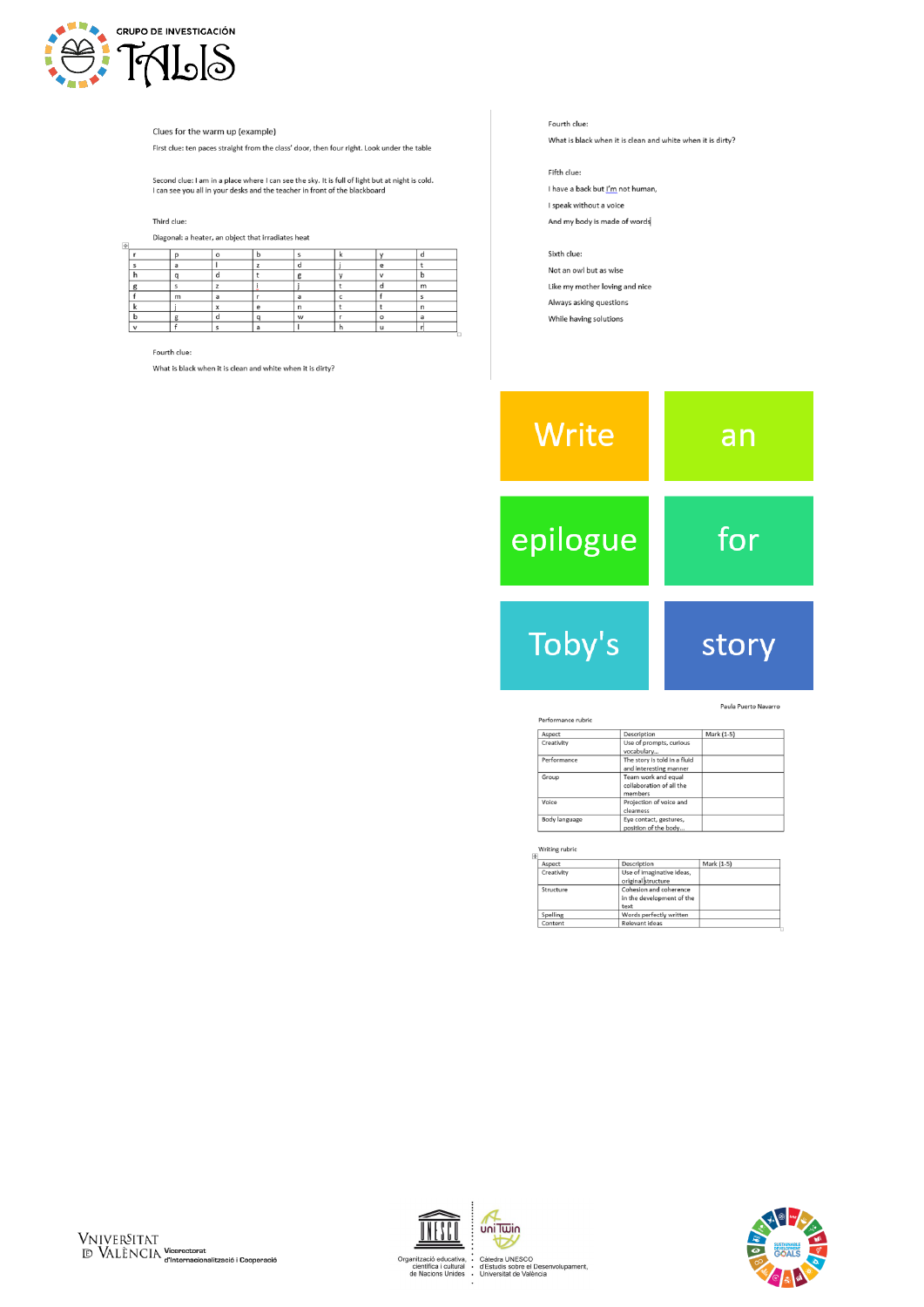Clues for the warm up (example)

First clue: ten paces straight from the class' door, then four right. Look under the table

Second clue: I am in a place where I can see the sky. It is full of light but at night is cold.
I can see you all in your desks and the teacher in front of the blackboard

Third clue:

Diagonal: a heater, an object that irradiates heat

| | | | | | | | | | |
|---|---|---|---|---|---|---|---|---|---|
| r | p | o | b | s | k | y | d |
| s | a | l | z | d | j | e | t |
| h | q | d | t | g | y | v | b |
| g | s | z | i | j | t | d | m |
| f | m | a | r | a | c | f | s |
| k | j | x | e | n | t | t | n |
| b | g | d | q | w | r | o | a |
| v | f | s | a | l | h | u | r |

Fourth clue:

What is black when it is clean and white when it is dirty?

Fourth clue:

What is black when it is clean and white when it is dirty?

Fifth clue:

I have a back but I'm not human,

I speak without a voice

And my body is made of words

Sixth clue:

Not an owl but as wise

Like my mother loving and nice

Always asking questions

While having solutions

Write an epilogue for Toby's story

Paula Puerto Navarro

Performance rubric

| Aspect | Description | Mark (1-5) |
|---|---|---|
| Creativity | Use of prompts, curious vocabulary… | |
| Performance | The story is told in a fluid and interesting manner | |
| Group | Team work and equal collaboration of all the members | |
| Voice | Projection of voice and clearness | |
| Body language | Eye contact, gestures, position of the body… | |

Writing rubric

| Aspect | Description | Mark (1-5) |
|---|---|---|
| Creativity | Use of imaginative ideas, original structure | |
| Structure | Cohesion and coherence in the development of the text | |
| Spelling | Words perfectly written | |
| Content | Relevant ideas | |